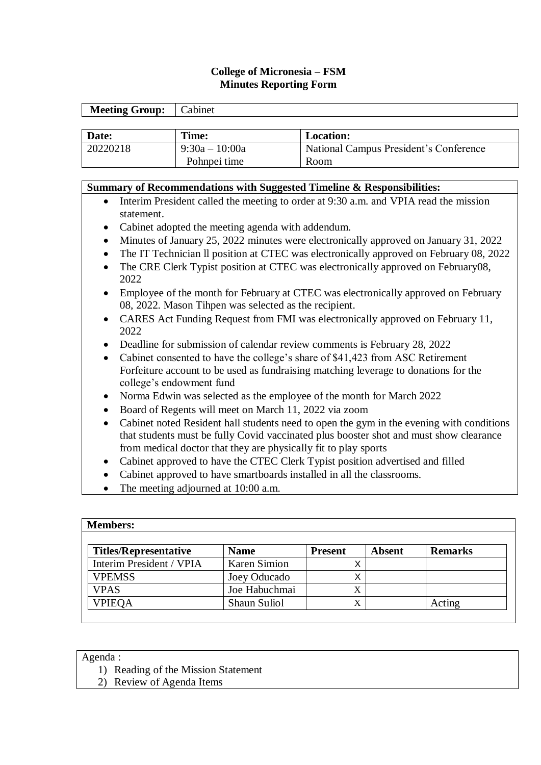**College of Micronesia – FSM**
**Minutes Reporting Form**

| **Meeting Group:** | Cabinet |
|---|---|

| **Date:** | **Time:** | **Location:** |
|---|---|---|
| 20220218 | 9:30a – 10:00a Pohnpei time | National Campus President's Conference Room |

**Summary of Recommendations with Suggested Timeline & Responsibilities:**

- Interim President called the meeting to order at 9:30 a.m. and VPIA read the mission statement.
- Cabinet adopted the meeting agenda with addendum.
- Minutes of January 25, 2022 minutes were electronically approved on January 31, 2022
- The IT Technician ll position at CTEC was electronically approved on February 08, 2022
- The CRE Clerk Typist position at CTEC was electronically approved on February08, 2022
- Employee of the month for February at CTEC was electronically approved on February 08, 2022. Mason Tihpen was selected as the recipient.
- CARES Act Funding Request from FMI was electronically approved on February 11, 2022
- Deadline for submission of calendar review comments is February 28, 2022
- Cabinet consented to have the college's share of $41,423 from ASC Retirement Forfeiture account to be used as fundraising matching leverage to donations for the college's endowment fund
- Norma Edwin was selected as the employee of the month for March 2022
- Board of Regents will meet on March 11, 2022 via zoom
- Cabinet noted Resident hall students need to open the gym in the evening with conditions that students must be fully Covid vaccinated plus booster shot and must show clearance from medical doctor that they are physically fit to play sports
- Cabinet approved to have the CTEC Clerk Typist position advertised and filled
- Cabinet approved to have smartboards installed in all the classrooms.
- The meeting adjourned at 10:00 a.m.

**Members:**

| **Titles/Representative** | **Name** | **Present** | **Absent** | **Remarks** |
|---|---|---|---|---|
| Interim President / VPIA | Karen Simion | X | | |
| VPEMSS | Joey Oducado | X | | |
| VPAS | Joe Habuchmai | X | | |
| VPIEQA | Shaun Suliol | X | | Acting |

Agenda :

1) Reading of the Mission Statement
2) Review of Agenda Items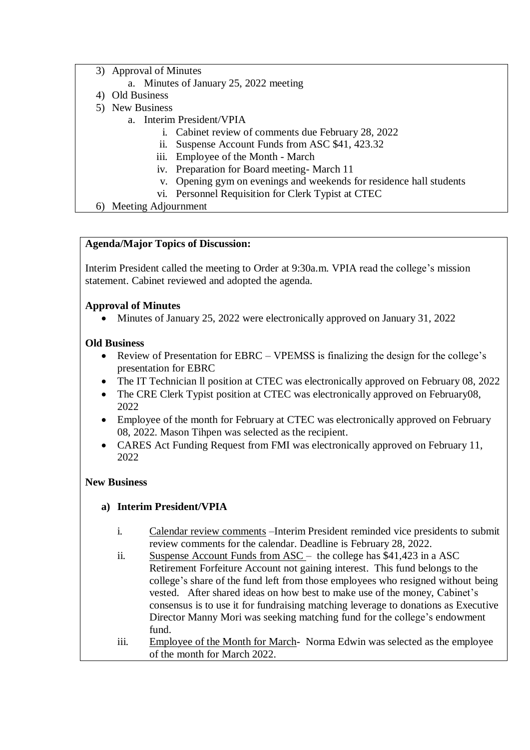3) Approval of Minutes
    a. Minutes of January 25, 2022 meeting
4) Old Business
5) New Business
    a. Interim President/VPIA
        i. Cabinet review of comments due February 28, 2022
        ii. Suspense Account Funds from ASC $41, 423.32
        iii. Employee of the Month - March
        iv. Preparation for Board meeting- March 11
        v. Opening gym on evenings and weekends for residence hall students
        vi. Personnel Requisition for Clerk Typist at CTEC
6) Meeting Adjournment

**Agenda/Major Topics of Discussion:**

Interim President called the meeting to Order at 9:30a.m. VPIA read the college's mission statement. Cabinet reviewed and adopted the agenda.

**Approval of Minutes**

- Minutes of January 25, 2022 were electronically approved on January 31, 2022

**Old Business**

- Review of Presentation for EBRC – VPEMSS is finalizing the design for the college's presentation for EBRC
- The IT Technician ll position at CTEC was electronically approved on February 08, 2022
- The CRE Clerk Typist position at CTEC was electronically approved on February08, 2022
- Employee of the month for February at CTEC was electronically approved on February 08, 2022. Mason Tihpen was selected as the recipient.
- CARES Act Funding Request from FMI was electronically approved on February 11, 2022

**New Business**

**a) Interim President/VPIA**

i. Calendar review comments –Interim President reminded vice presidents to submit review comments for the calendar. Deadline is February 28, 2022.

ii. Suspense Account Funds from ASC – the college has $41,423 in a ASC Retirement Forfeiture Account not gaining interest. This fund belongs to the college's share of the fund left from those employees who resigned without being vested. After shared ideas on how best to make use of the money, Cabinet's consensus is to use it for fundraising matching leverage to donations as Executive Director Manny Mori was seeking matching fund for the college's endowment fund.

iii. Employee of the Month for March- Norma Edwin was selected as the employee of the month for March 2022.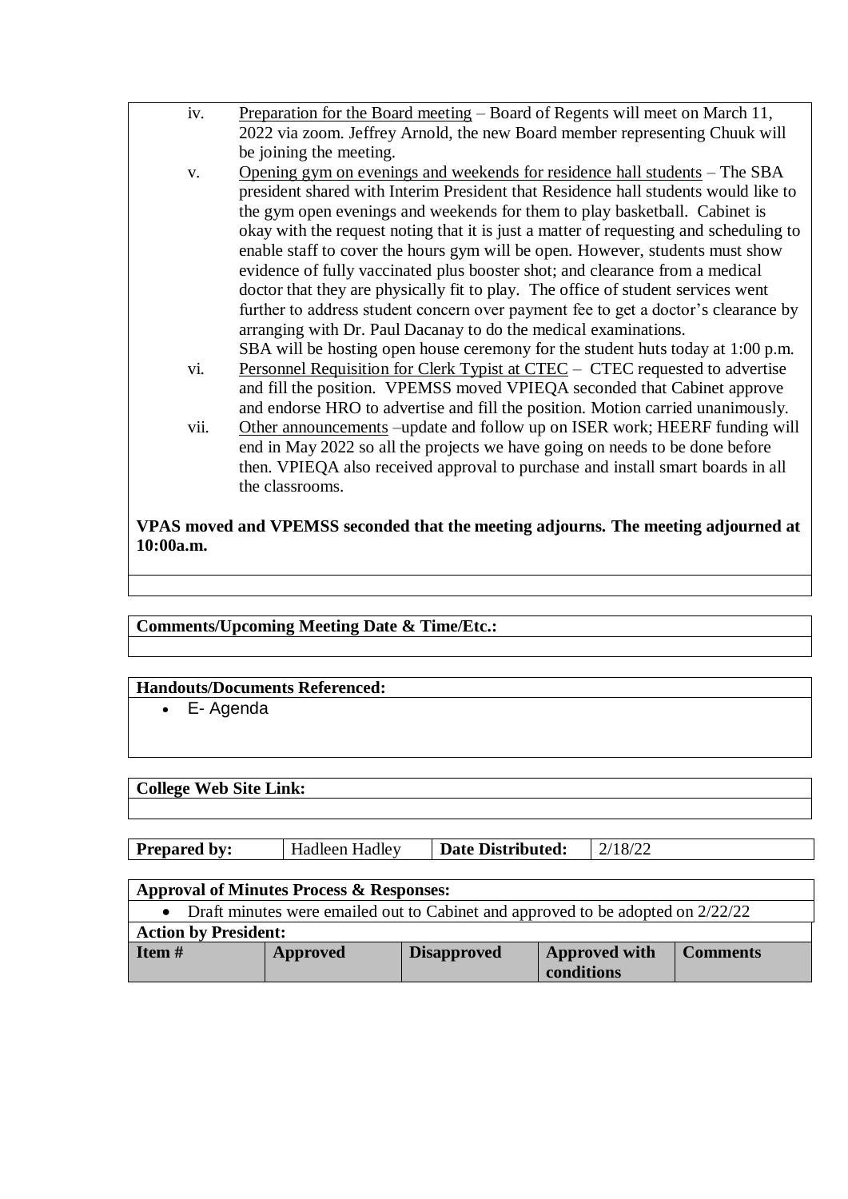iv. Preparation for the Board meeting – Board of Regents will meet on March 11, 2022 via zoom. Jeffrey Arnold, the new Board member representing Chuuk will be joining the meeting.

v. Opening gym on evenings and weekends for residence hall students – The SBA president shared with Interim President that Residence hall students would like to the gym open evenings and weekends for them to play basketball. Cabinet is okay with the request noting that it is just a matter of requesting and scheduling to enable staff to cover the hours gym will be open. However, students must show evidence of fully vaccinated plus booster shot; and clearance from a medical doctor that they are physically fit to play. The office of student services went further to address student concern over payment fee to get a doctor's clearance by arranging with Dr. Paul Dacanay to do the medical examinations.
SBA will be hosting open house ceremony for the student huts today at 1:00 p.m.

vi. Personnel Requisition for Clerk Typist at CTEC – CTEC requested to advertise and fill the position. VPEMSS moved VPIEQA seconded that Cabinet approve and endorse HRO to advertise and fill the position. Motion carried unanimously.

vii. Other announcements –update and follow up on ISER work; HEERF funding will end in May 2022 so all the projects we have going on needs to be done before then. VPIEQA also received approval to purchase and install smart boards in all the classrooms.

**VPAS moved and VPEMSS seconded that the meeting adjourns. The meeting adjourned at 10:00a.m.**

**Comments/Upcoming Meeting Date & Time/Etc.:**

**Handouts/Documents Referenced:**

- E- Agenda

**College Web Site Link:**

| **Prepared by:** | Hadleen Hadley | **Date Distributed:** | 2/18/22 |
|---|---|---|---|

**Approval of Minutes Process & Responses:**

- Draft minutes were emailed out to Cabinet and approved to be adopted on 2/22/22

**Action by President:**

| **Item #** | **Approved** | **Disapproved** | **Approved with conditions** | **Comments** |
|---|---|---|---|---|